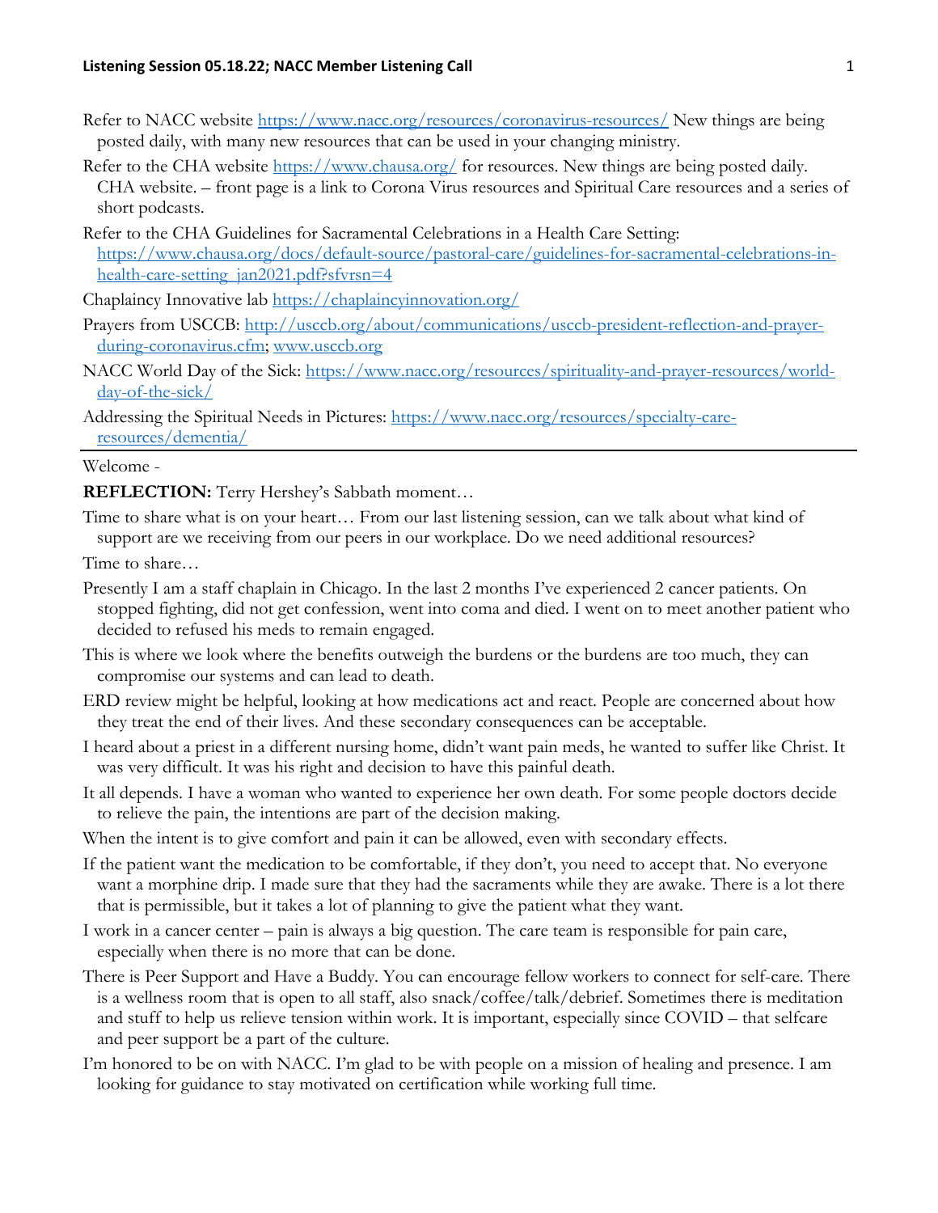Refer to NACC website https://www.nacc.org/resources/coronavirus-resources/ New things are being posted daily, with many new resources that can be used in your changing ministry.

Refer to the CHA website https://www.chausa.org/ for resources. New things are being posted daily. CHA website. – front page is a link to Corona Virus resources and Spiritual Care resources and a series of short podcasts.

Refer to the CHA Guidelines for Sacramental Celebrations in a Health Care Setting: https://www.chausa.org/docs/default-source/pastoral-care/guidelines-for-sacramental-celebrations-in-health-care-setting_jan2021.pdf?sfvrsn=4

Chaplaincy Innovative lab https://chaplaincyinnovation.org/

Prayers from USCCB: http://usccb.org/about/communications/usccb-president-reflection-and-prayer-during-coronavirus.cfm; www.usccb.org

NACC World Day of the Sick: https://www.nacc.org/resources/spirituality-and-prayer-resources/world-day-of-the-sick/

Addressing the Spiritual Needs in Pictures: https://www.nacc.org/resources/specialty-care-resources/dementia/

---

Welcome -

**REFLECTION:** Terry Hershey's Sabbath moment…

Time to share what is on your heart… From our last listening session, can we talk about what kind of support are we receiving from our peers in our workplace. Do we need additional resources?

Time to share…

Presently I am a staff chaplain in Chicago. In the last 2 months I've experienced 2 cancer patients. On stopped fighting, did not get confession, went into coma and died. I went on to meet another patient who decided to refused his meds to remain engaged.

This is where we look where the benefits outweigh the burdens or the burdens are too much, they can compromise our systems and can lead to death.

ERD review might be helpful, looking at how medications act and react. People are concerned about how they treat the end of their lives. And these secondary consequences can be acceptable.

I heard about a priest in a different nursing home, didn't want pain meds, he wanted to suffer like Christ. It was very difficult. It was his right and decision to have this painful death.

It all depends. I have a woman who wanted to experience her own death. For some people doctors decide to relieve the pain, the intentions are part of the decision making.

When the intent is to give comfort and pain it can be allowed, even with secondary effects.

If the patient want the medication to be comfortable, if they don't, you need to accept that. No everyone want a morphine drip. I made sure that they had the sacraments while they are awake. There is a lot there that is permissible, but it takes a lot of planning to give the patient what they want.

I work in a cancer center – pain is always a big question. The care team is responsible for pain care, especially when there is no more that can be done.

There is Peer Support and Have a Buddy. You can encourage fellow workers to connect for self-care. There is a wellness room that is open to all staff, also snack/coffee/talk/debrief. Sometimes there is meditation and stuff to help us relieve tension within work. It is important, especially since COVID – that selfcare and peer support be a part of the culture.

I'm honored to be on with NACC. I'm glad to be with people on a mission of healing and presence. I am looking for guidance to stay motivated on certification while working full time.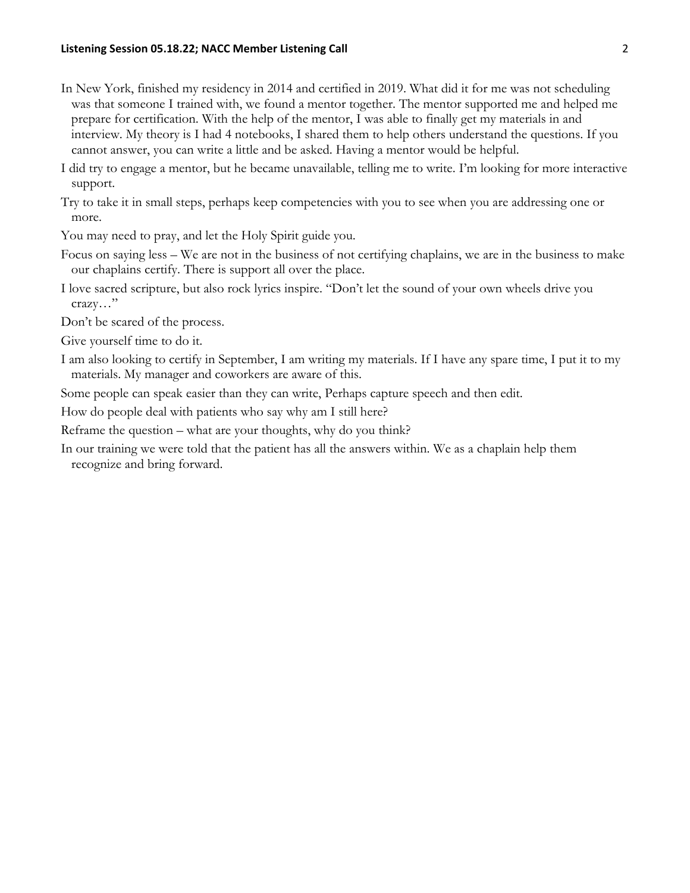In New York, finished my residency in 2014 and certified in 2019. What did it for me was not scheduling was that someone I trained with, we found a mentor together. The mentor supported me and helped me prepare for certification. With the help of the mentor, I was able to finally get my materials in and interview. My theory is I had 4 notebooks, I shared them to help others understand the questions. If you cannot answer, you can write a little and be asked. Having a mentor would be helpful.

I did try to engage a mentor, but he became unavailable, telling me to write. I'm looking for more interactive support.

Try to take it in small steps, perhaps keep competencies with you to see when you are addressing one or more.

You may need to pray, and let the Holy Spirit guide you.

Focus on saying less – We are not in the business of not certifying chaplains, we are in the business to make our chaplains certify. There is support all over the place.

I love sacred scripture, but also rock lyrics inspire. "Don't let the sound of your own wheels drive you crazy…"

Don't be scared of the process.

Give yourself time to do it.

I am also looking to certify in September, I am writing my materials. If I have any spare time, I put it to my materials. My manager and coworkers are aware of this.

Some people can speak easier than they can write, Perhaps capture speech and then edit.

How do people deal with patients who say why am I still here?

Reframe the question – what are your thoughts, why do you think?

In our training we were told that the patient has all the answers within. We as a chaplain help them recognize and bring forward.